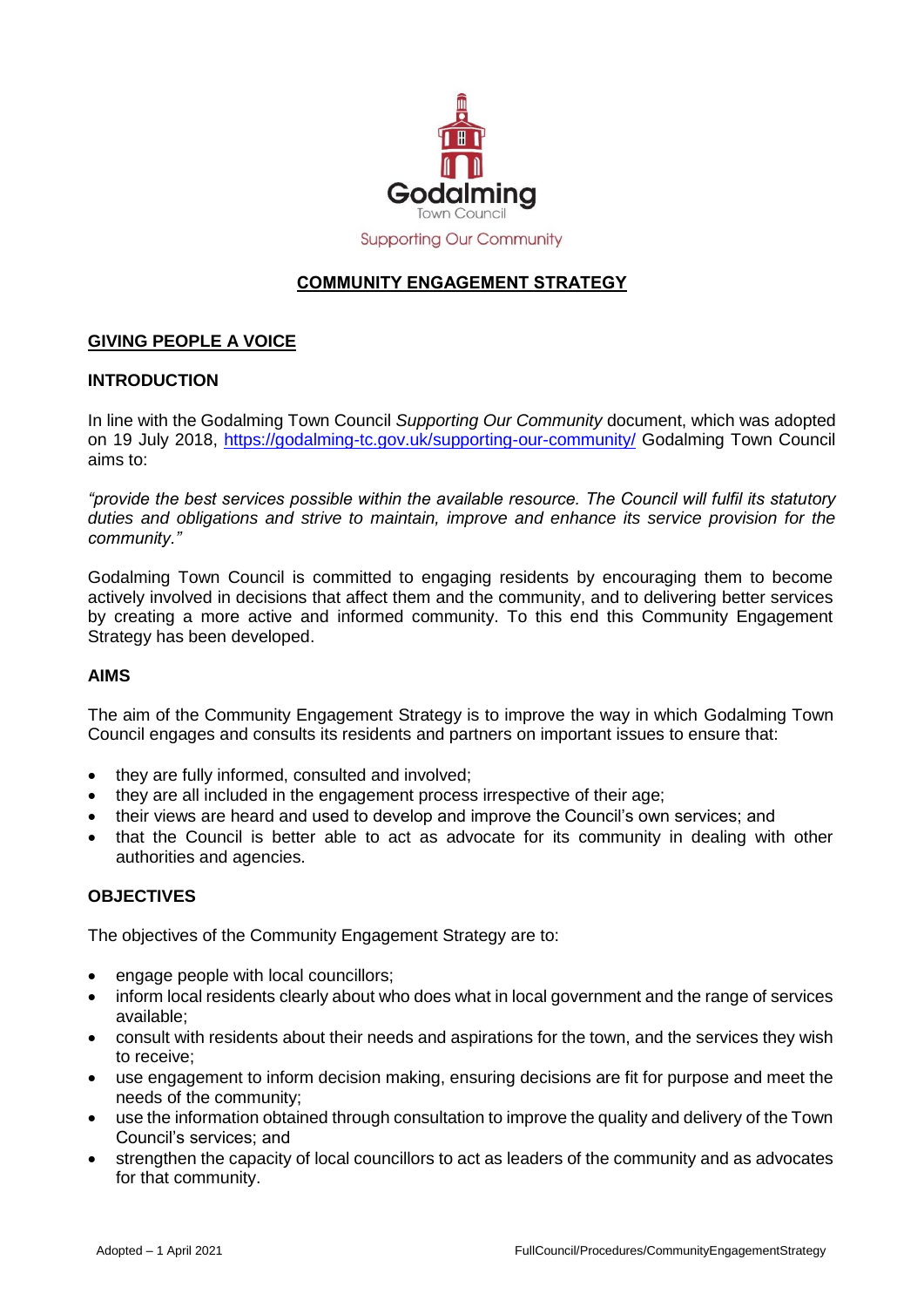Godalming
Town Council
Supporting Our Community

# COMMUNITY ENGAGEMENT STRATEGY

## GIVING PEOPLE A VOICE

### INTRODUCTION

In line with the Godalming Town Council *Supporting Our Community* document, which was adopted on 19 July 2018, https://godalming-tc.gov.uk/supporting-our-community/ Godalming Town Council aims to:

*"provide the best services possible within the available resource. The Council will fulfil its statutory duties and obligations and strive to maintain, improve and enhance its service provision for the community."*

Godalming Town Council is committed to engaging residents by encouraging them to become actively involved in decisions that affect them and the community, and to delivering better services by creating a more active and informed community. To this end this Community Engagement Strategy has been developed.

### AIMS

The aim of the Community Engagement Strategy is to improve the way in which Godalming Town Council engages and consults its residents and partners on important issues to ensure that:

- they are fully informed, consulted and involved;
- they are all included in the engagement process irrespective of their age;
- their views are heard and used to develop and improve the Council's own services; and
- that the Council is better able to act as advocate for its community in dealing with other authorities and agencies.

### OBJECTIVES

The objectives of the Community Engagement Strategy are to:

- engage people with local councillors;
- inform local residents clearly about who does what in local government and the range of services available;
- consult with residents about their needs and aspirations for the town, and the services they wish to receive;
- use engagement to inform decision making, ensuring decisions are fit for purpose and meet the needs of the community;
- use the information obtained through consultation to improve the quality and delivery of the Town Council's services; and
- strengthen the capacity of local councillors to act as leaders of the community and as advocates for that community.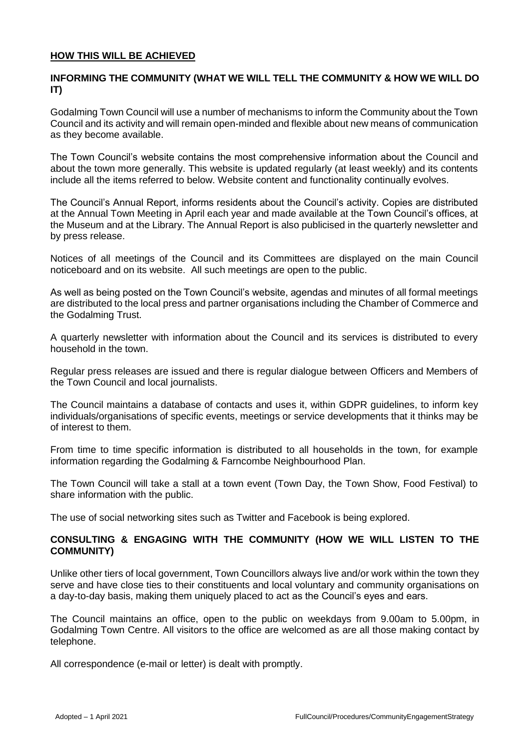## HOW THIS WILL BE ACHIEVED

### INFORMING THE COMMUNITY (WHAT WE WILL TELL THE COMMUNITY & HOW WE WILL DO IT)

Godalming Town Council will use a number of mechanisms to inform the Community about the Town Council and its activity and will remain open-minded and flexible about new means of communication as they become available.

The Town Council's website contains the most comprehensive information about the Council and about the town more generally. This website is updated regularly (at least weekly) and its contents include all the items referred to below. Website content and functionality continually evolves.

The Council's Annual Report, informs residents about the Council's activity. Copies are distributed at the Annual Town Meeting in April each year and made available at the Town Council's offices, at the Museum and at the Library. The Annual Report is also publicised in the quarterly newsletter and by press release.

Notices of all meetings of the Council and its Committees are displayed on the main Council noticeboard and on its website. All such meetings are open to the public.

As well as being posted on the Town Council's website, agendas and minutes of all formal meetings are distributed to the local press and partner organisations including the Chamber of Commerce and the Godalming Trust.

A quarterly newsletter with information about the Council and its services is distributed to every household in the town.

Regular press releases are issued and there is regular dialogue between Officers and Members of the Town Council and local journalists.

The Council maintains a database of contacts and uses it, within GDPR guidelines, to inform key individuals/organisations of specific events, meetings or service developments that it thinks may be of interest to them.

From time to time specific information is distributed to all households in the town, for example information regarding the Godalming & Farncombe Neighbourhood Plan.

The Town Council will take a stall at a town event (Town Day, the Town Show, Food Festival) to share information with the public.

The use of social networking sites such as Twitter and Facebook is being explored.

### CONSULTING & ENGAGING WITH THE COMMUNITY (HOW WE WILL LISTEN TO THE COMMUNITY)

Unlike other tiers of local government, Town Councillors always live and/or work within the town they serve and have close ties to their constituents and local voluntary and community organisations on a day-to-day basis, making them uniquely placed to act as the Council's eyes and ears.

The Council maintains an office, open to the public on weekdays from 9.00am to 5.00pm, in Godalming Town Centre. All visitors to the office are welcomed as are all those making contact by telephone.

All correspondence (e-mail or letter) is dealt with promptly.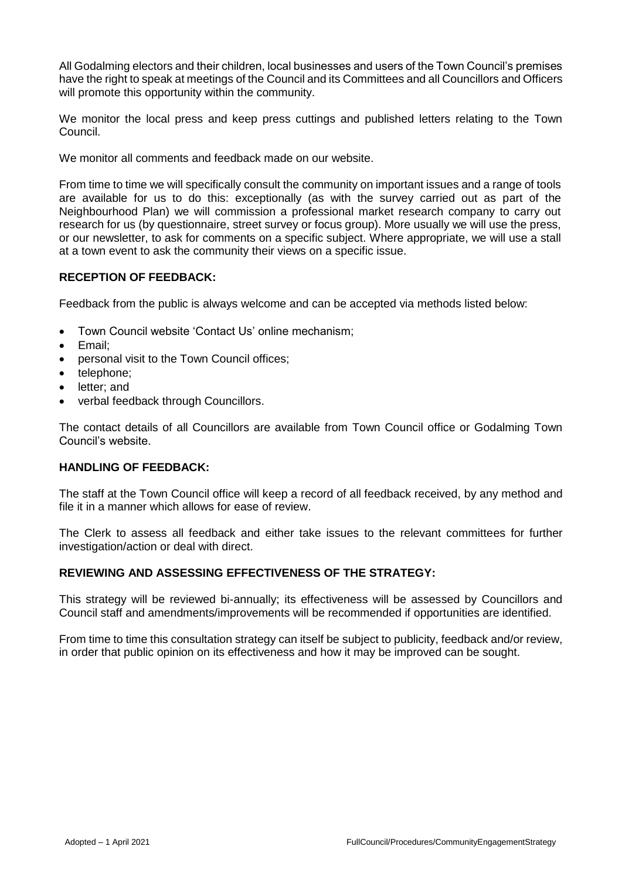All Godalming electors and their children, local businesses and users of the Town Council's premises have the right to speak at meetings of the Council and its Committees and all Councillors and Officers will promote this opportunity within the community.

We monitor the local press and keep press cuttings and published letters relating to the Town Council.

We monitor all comments and feedback made on our website.

From time to time we will specifically consult the community on important issues and a range of tools are available for us to do this: exceptionally (as with the survey carried out as part of the Neighbourhood Plan) we will commission a professional market research company to carry out research for us (by questionnaire, street survey or focus group). More usually we will use the press, or our newsletter, to ask for comments on a specific subject. Where appropriate, we will use a stall at a town event to ask the community their views on a specific issue.

**RECEPTION OF FEEDBACK:**

Feedback from the public is always welcome and can be accepted via methods listed below:

- Town Council website 'Contact Us' online mechanism;
- Email;
- personal visit to the Town Council offices;
- telephone;
- letter; and
- verbal feedback through Councillors.

The contact details of all Councillors are available from Town Council office or Godalming Town Council's website.

**HANDLING OF FEEDBACK:**

The staff at the Town Council office will keep a record of all feedback received, by any method and file it in a manner which allows for ease of review.

The Clerk to assess all feedback and either take issues to the relevant committees for further investigation/action or deal with direct.

**REVIEWING AND ASSESSING EFFECTIVENESS OF THE STRATEGY:**

This strategy will be reviewed bi-annually; its effectiveness will be assessed by Councillors and Council staff and amendments/improvements will be recommended if opportunities are identified.

From time to time this consultation strategy can itself be subject to publicity, feedback and/or review, in order that public opinion on its effectiveness and how it may be improved can be sought.